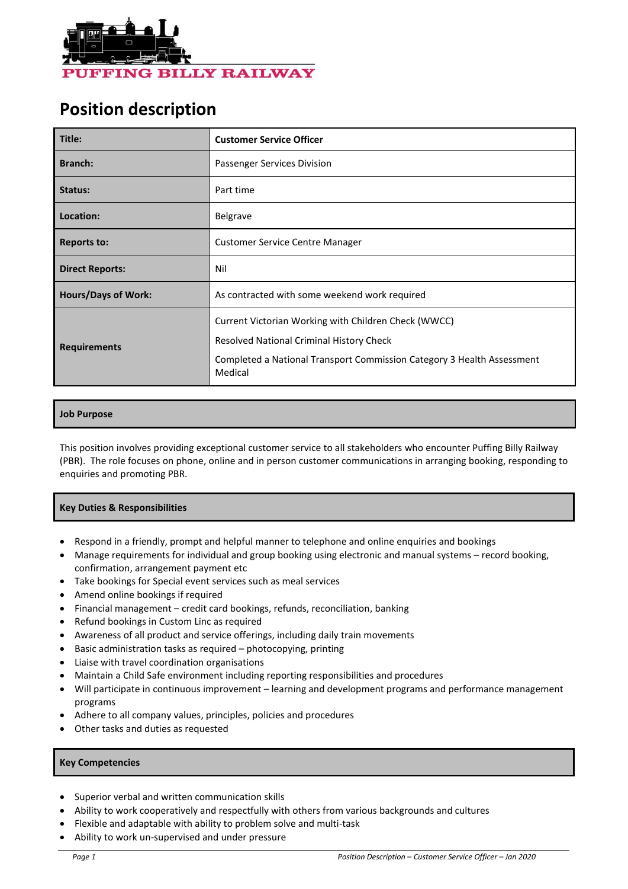PUFFING BILLY RAILWAY

# Position description

| Title: | Customer Service Officer |
|---|---|
| Branch: | Passenger Services Division |
| Status: | Part time |
| Location: | Belgrave |
| Reports to: | Customer Service Centre Manager |
| Direct Reports: | Nil |
| Hours/Days of Work: | As contracted with some weekend work required |
| Requirements | Current Victorian Working with Children Check (WWCC)<br>Resolved National Criminal History Check<br>Completed a National Transport Commission Category 3 Health Assessment Medical |

## Job Purpose

This position involves providing exceptional customer service to all stakeholders who encounter Puffing Billy Railway (PBR). The role focuses on phone, online and in person customer communications in arranging booking, responding to enquiries and promoting PBR.

## Key Duties & Responsibilities

- Respond in a friendly, prompt and helpful manner to telephone and online enquiries and bookings
- Manage requirements for individual and group booking using electronic and manual systems – record booking, confirmation, arrangement payment etc
- Take bookings for Special event services such as meal services
- Amend online bookings if required
- Financial management – credit card bookings, refunds, reconciliation, banking
- Refund bookings in Custom Linc as required
- Awareness of all product and service offerings, including daily train movements
- Basic administration tasks as required – photocopying, printing
- Liaise with travel coordination organisations
- Maintain a Child Safe environment including reporting responsibilities and procedures
- Will participate in continuous improvement – learning and development programs and performance management programs
- Adhere to all company values, principles, policies and procedures
- Other tasks and duties as requested

## Key Competencies

- Superior verbal and written communication skills
- Ability to work cooperatively and respectfully with others from various backgrounds and cultures
- Flexible and adaptable with ability to problem solve and multi-task
- Ability to work un-supervised and under pressure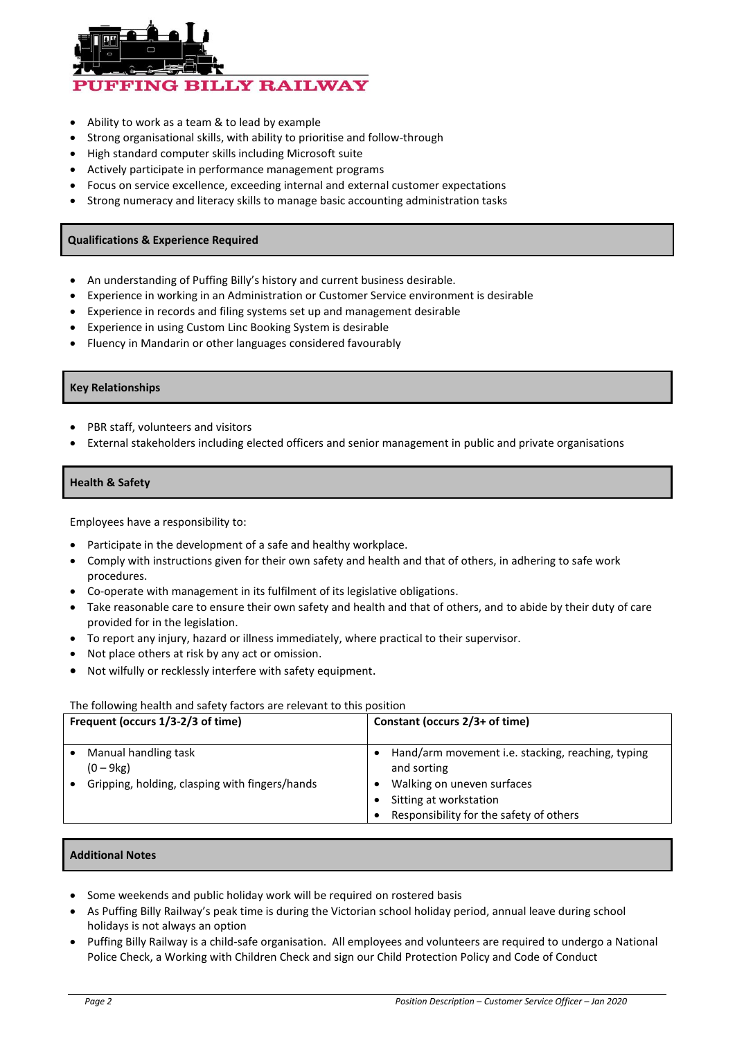- Ability to work as a team & to lead by example
- Strong organisational skills, with ability to prioritise and follow-through
- High standard computer skills including Microsoft suite
- Actively participate in performance management programs
- Focus on service excellence, exceeding internal and external customer expectations
- Strong numeracy and literacy skills to manage basic accounting administration tasks

## Qualifications & Experience Required

- An understanding of Puffing Billy's history and current business desirable.
- Experience in working in an Administration or Customer Service environment is desirable
- Experience in records and filing systems set up and management desirable
- Experience in using Custom Linc Booking System is desirable
- Fluency in Mandarin or other languages considered favourably

## Key Relationships

- PBR staff, volunteers and visitors
- External stakeholders including elected officers and senior management in public and private organisations

## Health & Safety

Employees have a responsibility to:

- Participate in the development of a safe and healthy workplace.
- Comply with instructions given for their own safety and health and that of others, in adhering to safe work procedures.
- Co-operate with management in its fulfilment of its legislative obligations.
- Take reasonable care to ensure their own safety and health and that of others, and to abide by their duty of care provided for in the legislation.
- To report any injury, hazard or illness immediately, where practical to their supervisor.
- Not place others at risk by any act or omission.
- Not wilfully or recklessly interfere with safety equipment.

The following health and safety factors are relevant to this position

| Frequent (occurs 1/3-2/3 of time) | Constant (occurs 2/3+ of time) |
|---|---|
| • Manual handling task (0 – 9kg)<br>• Gripping, holding, clasping with fingers/hands | • Hand/arm movement i.e. stacking, reaching, typing and sorting<br>• Walking on uneven surfaces<br>• Sitting at workstation<br>• Responsibility for the safety of others |

## Additional Notes

- Some weekends and public holiday work will be required on rostered basis
- As Puffing Billy Railway's peak time is during the Victorian school holiday period, annual leave during school holidays is not always an option
- Puffing Billy Railway is a child-safe organisation. All employees and volunteers are required to undergo a National Police Check, a Working with Children Check and sign our Child Protection Policy and Code of Conduct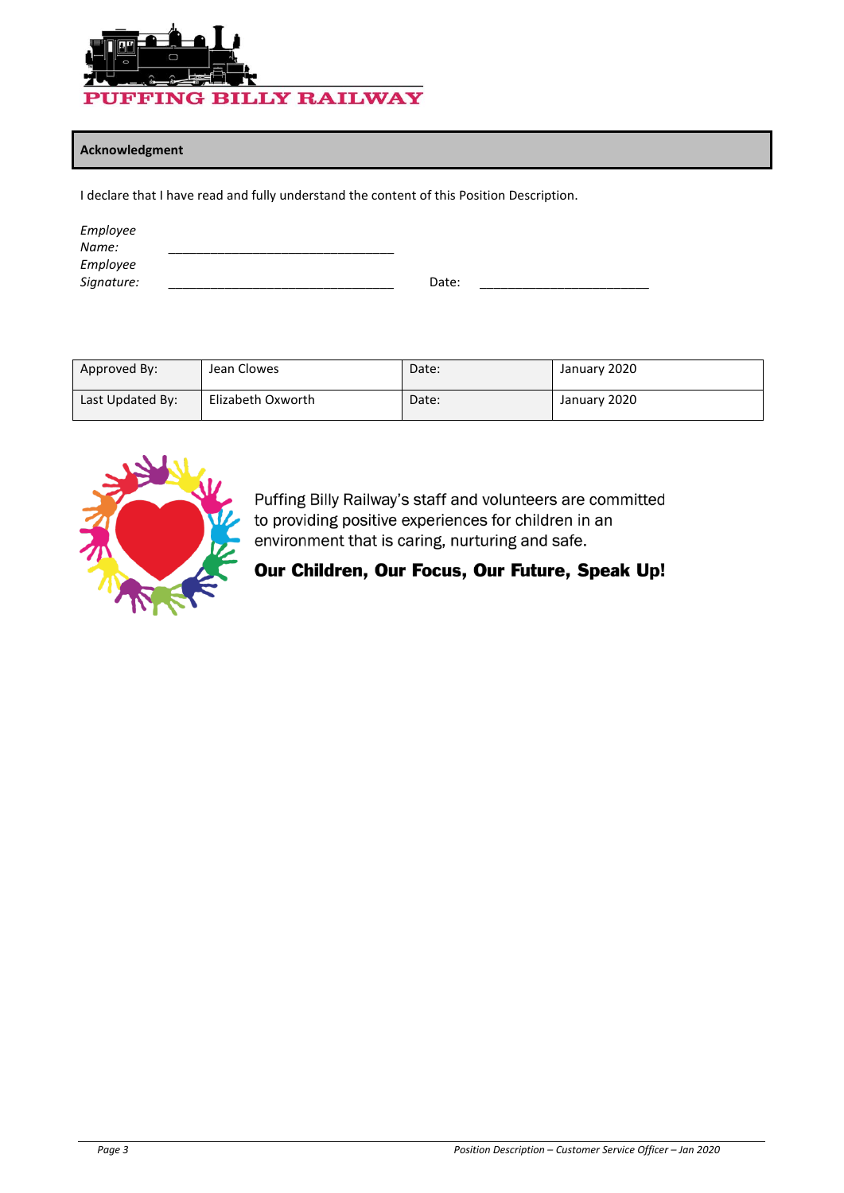## Acknowledgment

I declare that I have read and fully understand the content of this Position Description.

*Employee Name:* ________________________________

*Employee Signature:* ________________________________ Date: ________________________

| | | | |
|---|---|---|---|
| Approved By: | Jean Clowes | Date: | January 2020 |
| Last Updated By: | Elizabeth Oxworth | Date: | January 2020 |

Puffing Billy Railway's staff and volunteers are committed to providing positive experiences for children in an environment that is caring, nurturing and safe.

**Our Children, Our Focus, Our Future, Speak Up!**